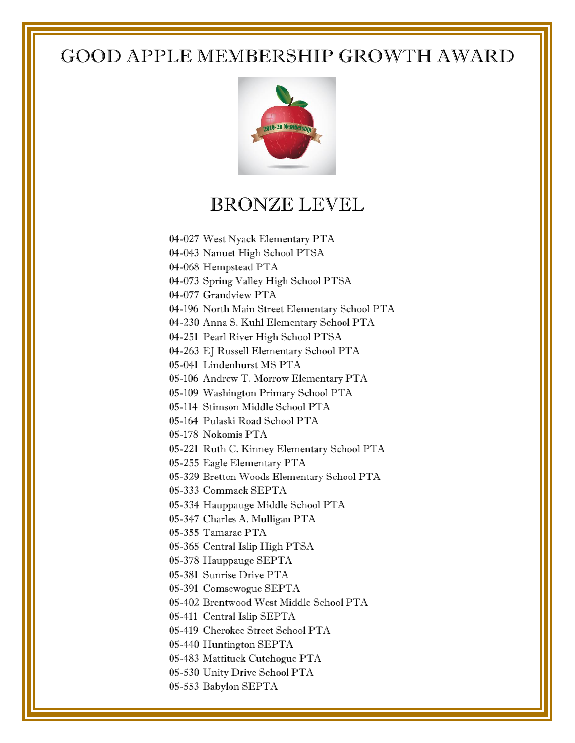# GOOD APPLE MEMBERSHIP GROWTH AWARD

## BRONZE LEVEL

04-027 West Nyack Elementary PTA
04-043 Nanuet High School PTSA
04-068 Hempstead PTA
04-073 Spring Valley High School PTSA
04-077 Grandview PTA
04-196 North Main Street Elementary School PTA
04-230 Anna S. Kuhl Elementary School PTA
04-251 Pearl River High School PTSA
04-263 EJ Russell Elementary School PTA
05-041 Lindenhurst MS PTA
05-106 Andrew T. Morrow Elementary PTA
05-109 Washington Primary School PTA
05-114 Stimson Middle School PTA
05-164 Pulaski Road School PTA
05-178 Nokomis PTA
05-221 Ruth C. Kinney Elementary School PTA
05-255 Eagle Elementary PTA
05-329 Bretton Woods Elementary School PTA
05-333 Commack SEPTA
05-334 Hauppauge Middle School PTA
05-347 Charles A. Mulligan PTA
05-355 Tamarac PTA
05-365 Central Islip High PTSA
05-378 Hauppauge SEPTA
05-381 Sunrise Drive PTA
05-391 Comsewogue SEPTA
05-402 Brentwood West Middle School PTA
05-411 Central Islip SEPTA
05-419 Cherokee Street School PTA
05-440 Huntington SEPTA
05-483 Mattituck Cutchogue PTA
05-530 Unity Drive School PTA
05-553 Babylon SEPTA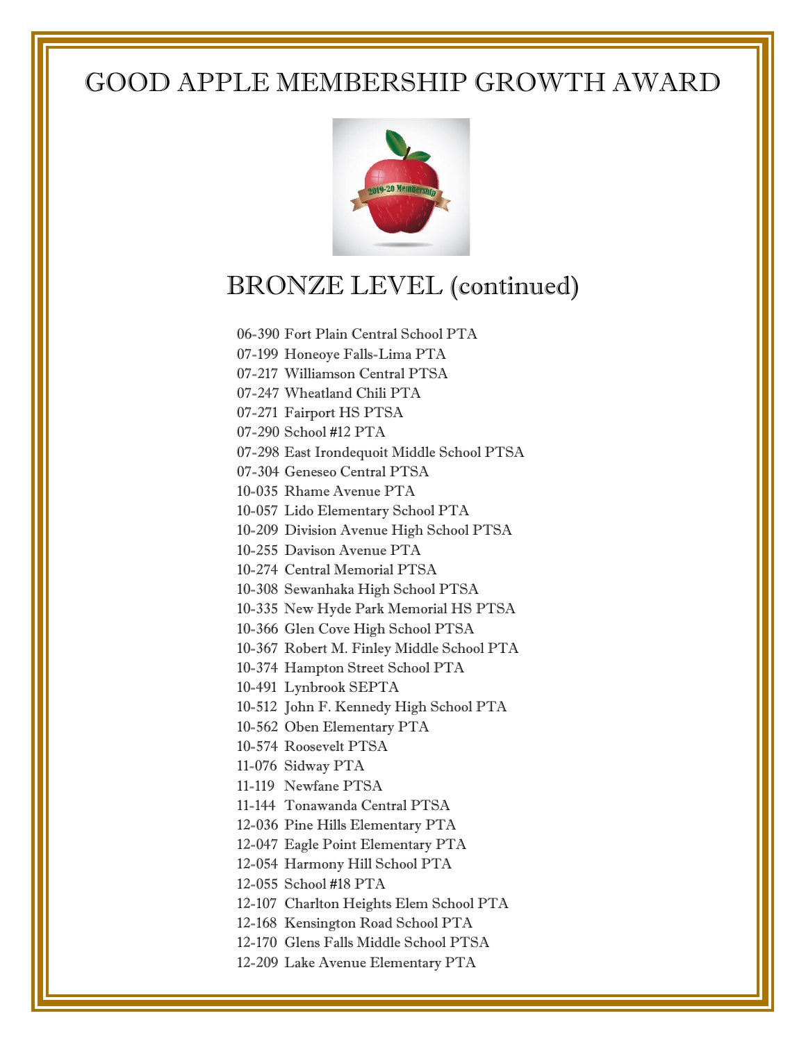# GOOD APPLE MEMBERSHIP GROWTH AWARD

## BRONZE LEVEL (continued)

06-390 Fort Plain Central School PTA
07-199 Honeoye Falls-Lima PTA
07-217 Williamson Central PTSA
07-247 Wheatland Chili PTA
07-271 Fairport HS PTSA
07-290 School #12 PTA
07-298 East Irondequoit Middle School PTSA
07-304 Geneseo Central PTSA
10-035 Rhame Avenue PTA
10-057 Lido Elementary School PTA
10-209 Division Avenue High School PTSA
10-255 Davison Avenue PTA
10-274 Central Memorial PTSA
10-308 Sewanhaka High School PTSA
10-335 New Hyde Park Memorial HS PTSA
10-366 Glen Cove High School PTSA
10-367 Robert M. Finley Middle School PTA
10-374 Hampton Street School PTA
10-491 Lynbrook SEPTA
10-512 John F. Kennedy High School PTA
10-562 Oben Elementary PTA
10-574 Roosevelt PTSA
11-076 Sidway PTA
11-119 Newfane PTSA
11-144 Tonawanda Central PTSA
12-036 Pine Hills Elementary PTA
12-047 Eagle Point Elementary PTA
12-054 Harmony Hill School PTA
12-055 School #18 PTA
12-107 Charlton Heights Elem School PTA
12-168 Kensington Road School PTA
12-170 Glens Falls Middle School PTSA
12-209 Lake Avenue Elementary PTA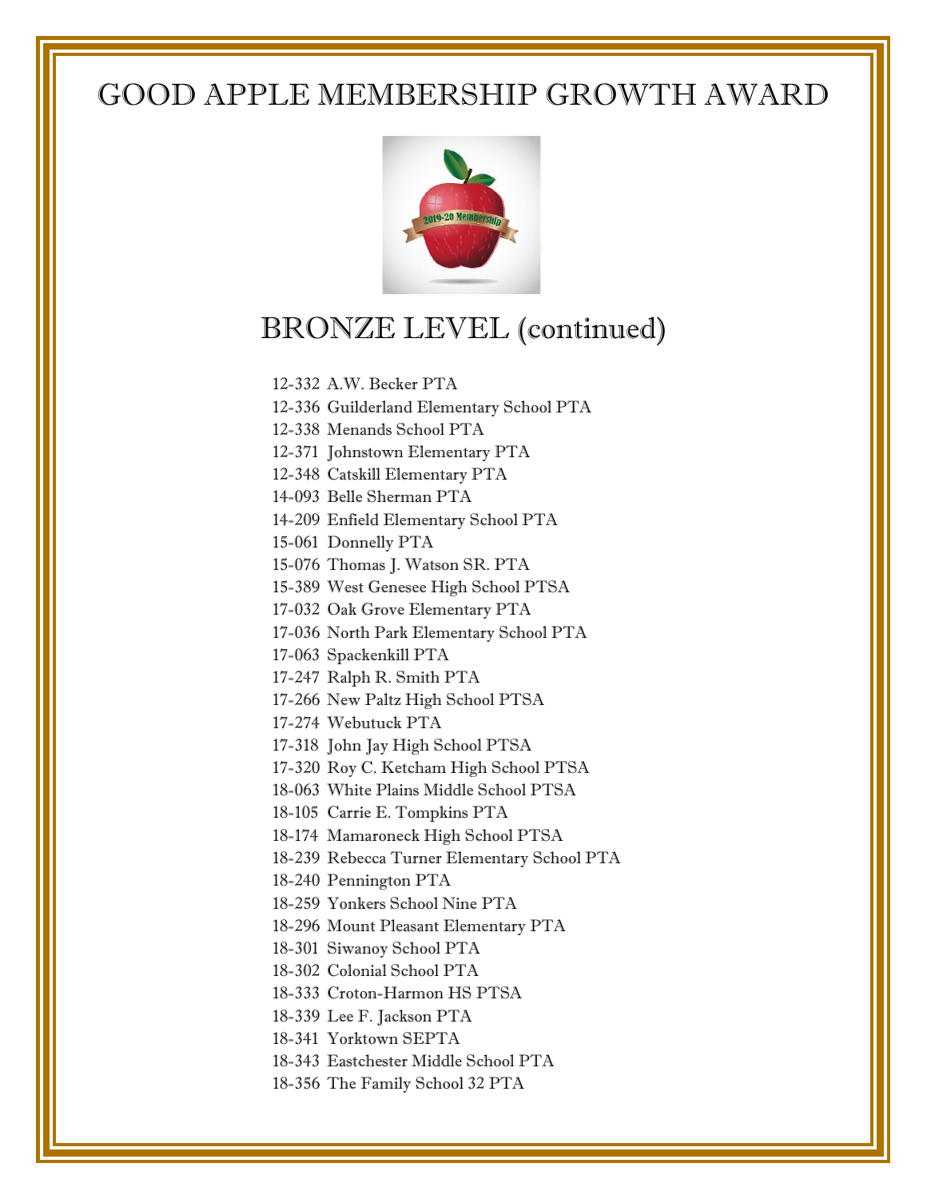# GOOD APPLE MEMBERSHIP GROWTH AWARD

## BRONZE LEVEL (continued)

12-332 A.W. Becker PTA
12-336 Guilderland Elementary School PTA
12-338 Menands School PTA
12-371 Johnstown Elementary PTA
12-348 Catskill Elementary PTA
14-093 Belle Sherman PTA
14-209 Enfield Elementary School PTA
15-061 Donnelly PTA
15-076 Thomas J. Watson SR. PTA
15-389 West Genesee High School PTSA
17-032 Oak Grove Elementary PTA
17-036 North Park Elementary School PTA
17-063 Spackenkill PTA
17-247 Ralph R. Smith PTA
17-266 New Paltz High School PTSA
17-274 Webutuck PTA
17-318 John Jay High School PTSA
17-320 Roy C. Ketcham High School PTSA
18-063 White Plains Middle School PTSA
18-105 Carrie E. Tompkins PTA
18-174 Mamaroneck High School PTSA
18-239 Rebecca Turner Elementary School PTA
18-240 Pennington PTA
18-259 Yonkers School Nine PTA
18-296 Mount Pleasant Elementary PTA
18-301 Siwanoy School PTA
18-302 Colonial School PTA
18-333 Croton-Harmon HS PTSA
18-339 Lee F. Jackson PTA
18-341 Yorktown SEPTA
18-343 Eastchester Middle School PTA
18-356 The Family School 32 PTA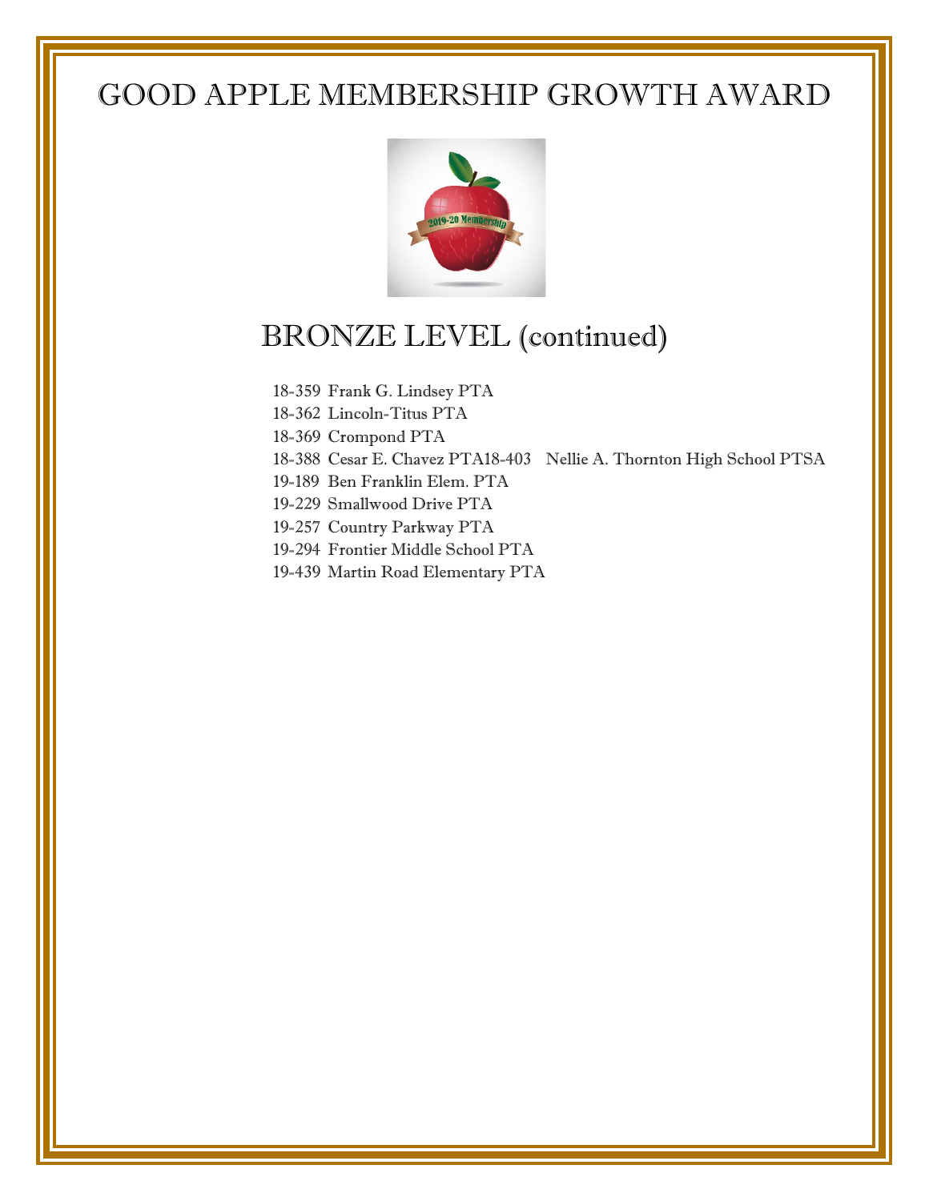# GOOD APPLE MEMBERSHIP GROWTH AWARD

## BRONZE LEVEL (continued)

18-359 Frank G. Lindsey PTA
18-362 Lincoln-Titus PTA
18-369 Crompond PTA
18-388 Cesar E. Chavez PTA
18-403 Nellie A. Thornton High School PTSA
19-189 Ben Franklin Elem. PTA
19-229 Smallwood Drive PTA
19-257 Country Parkway PTA
19-294 Frontier Middle School PTA
19-439 Martin Road Elementary PTA